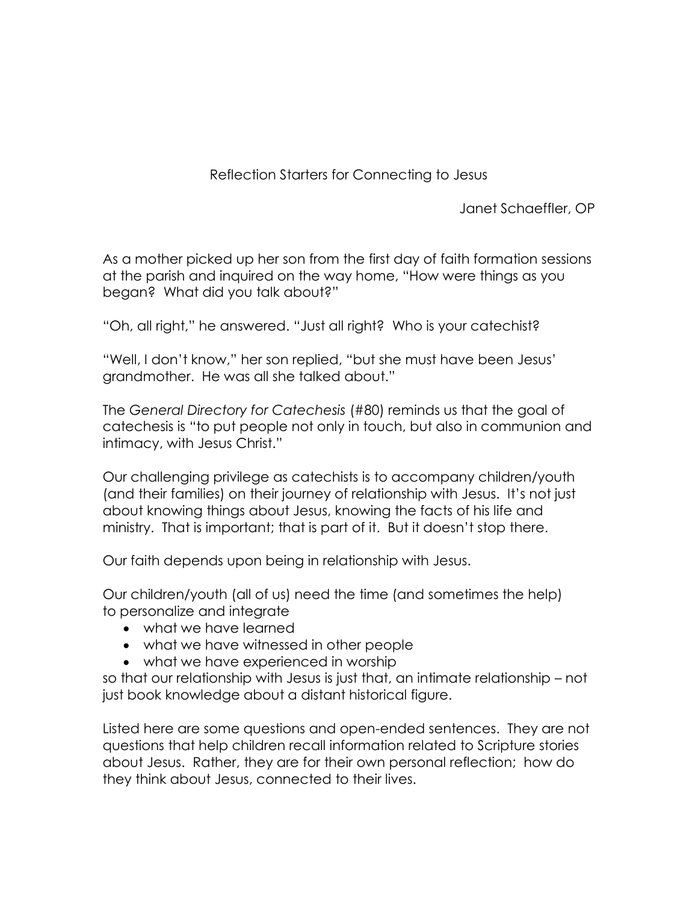# Reflection Starters for Connecting to Jesus

Janet Schaeffler, OP

As a mother picked up her son from the first day of faith formation sessions at the parish and inquired on the way home, "How were things as you began? What did you talk about?"

"Oh, all right," he answered. "Just all right? Who is your catechist?

"Well, I don't know," her son replied, "but she must have been Jesus' grandmother. He was all she talked about."

The *General Directory for Catechesis* (#80) reminds us that the goal of catechesis is "to put people not only in touch, but also in communion and intimacy, with Jesus Christ."

Our challenging privilege as catechists is to accompany children/youth (and their families) on their journey of relationship with Jesus. It's not just about knowing things about Jesus, knowing the facts of his life and ministry. That is important; that is part of it. But it doesn't stop there.

Our faith depends upon being in relationship with Jesus.

Our children/youth (all of us) need the time (and sometimes the help) to personalize and integrate

- what we have learned
- what we have witnessed in other people
- what we have experienced in worship

so that our relationship with Jesus is just that, an intimate relationship – not just book knowledge about a distant historical figure.

Listed here are some questions and open-ended sentences. They are not questions that help children recall information related to Scripture stories about Jesus. Rather, they are for their own personal reflection; how do they think about Jesus, connected to their lives.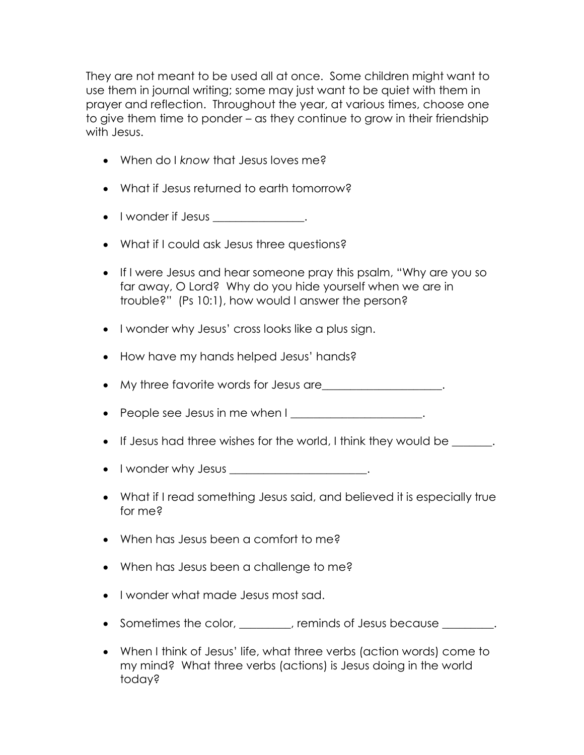They are not meant to be used all at once. Some children might want to use them in journal writing; some may just want to be quiet with them in prayer and reflection. Throughout the year, at various times, choose one to give them time to ponder – as they continue to grow in their friendship with Jesus.

- When do I *know* that Jesus loves me?
- What if Jesus returned to earth tomorrow?
- I wonder if Jesus ________________.
- What if I could ask Jesus three questions?
- If I were Jesus and hear someone pray this psalm, "Why are you so far away, O Lord? Why do you hide yourself when we are in trouble?" (Ps 10:1), how would I answer the person?
- I wonder why Jesus' cross looks like a plus sign.
- How have my hands helped Jesus' hands?
- My three favorite words for Jesus are_____________________.
- People see Jesus in me when I _______________________.
- If Jesus had three wishes for the world, I think they would be _______.
- I wonder why Jesus ________________________.
- What if I read something Jesus said, and believed it is especially true for me?
- When has Jesus been a comfort to me?
- When has Jesus been a challenge to me?
- I wonder what made Jesus most sad.
- Sometimes the color, _________, reminds of Jesus because _________.
- When I think of Jesus' life, what three verbs (action words) come to my mind? What three verbs (actions) is Jesus doing in the world today?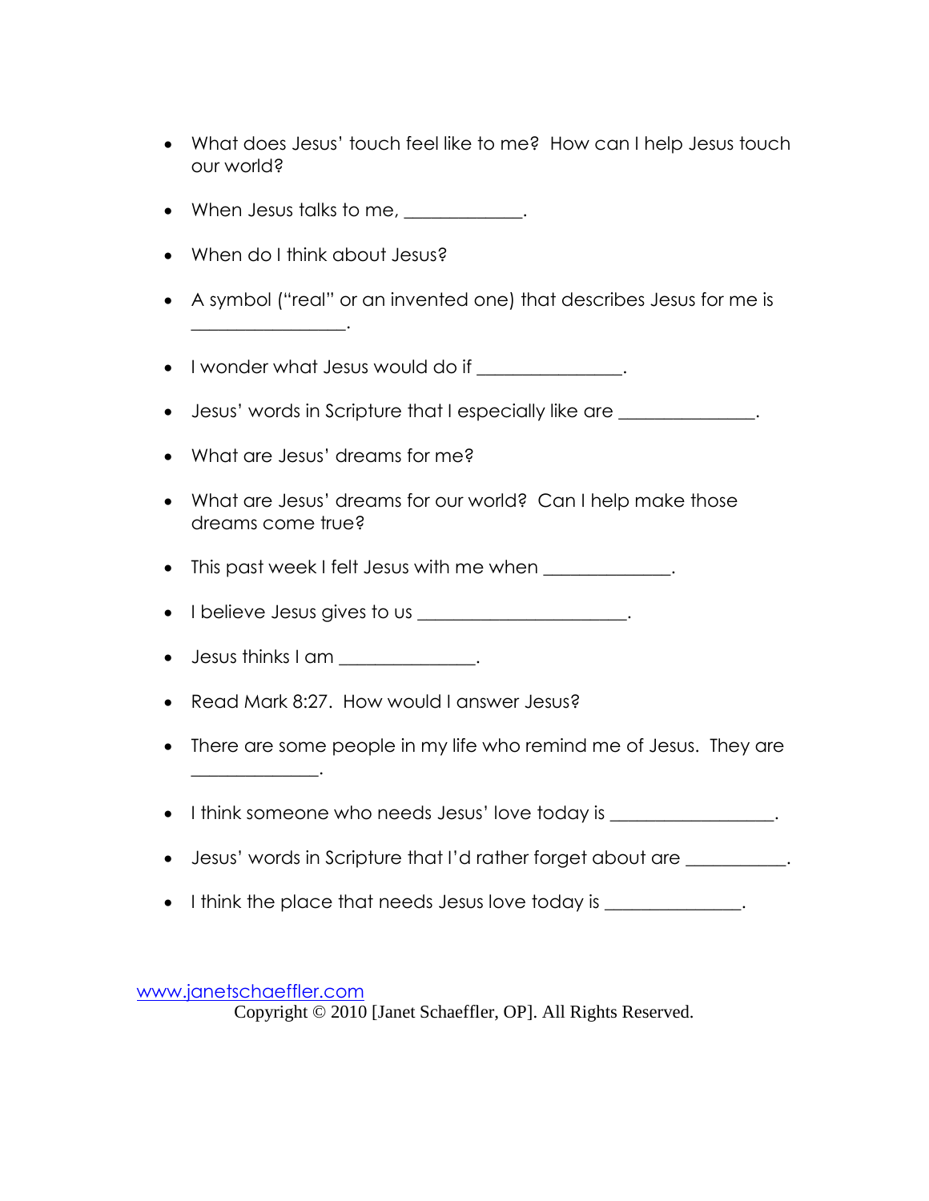- What does Jesus' touch feel like to me? How can I help Jesus touch our world?
- When Jesus talks to me, ____________.
- When do I think about Jesus?
- A symbol ("real" or an invented one) that describes Jesus for me is ________________.
- I wonder what Jesus would do if _______________.
- Jesus' words in Scripture that I especially like are ______________.
- What are Jesus' dreams for me?
- What are Jesus' dreams for our world? Can I help make those dreams come true?
- This past week I felt Jesus with me when _____________.
- I believe Jesus gives to us _____________________.
- Jesus thinks I am ______________.
- Read Mark 8:27. How would I answer Jesus?
- There are some people in my life who remind me of Jesus. They are _____________.
- I think someone who needs Jesus' love today is _________________.
- Jesus' words in Scripture that I'd rather forget about are __________.
- I think the place that needs Jesus love today is ______________.

www.janetschaeffler.com

Copyright © 2010 [Janet Schaeffler, OP]. All Rights Reserved.